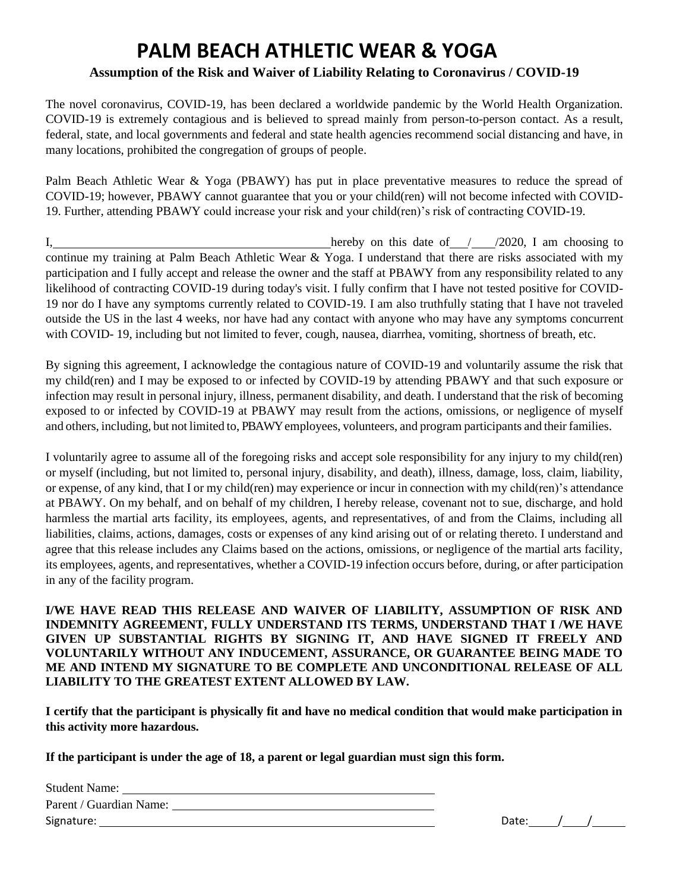# PALM BEACH ATHLETIC WEAR & YOGA

**Assumption of the Risk and Waiver of Liability Relating to Coronavirus / COVID-19**

The novel coronavirus, COVID-19, has been declared a worldwide pandemic by the World Health Organization. COVID-19 is extremely contagious and is believed to spread mainly from person-to-person contact. As a result, federal, state, and local governments and federal and state health agencies recommend social distancing and have, in many locations, prohibited the congregation of groups of people.

Palm Beach Athletic Wear & Yoga (PBAWY) has put in place preventative measures to reduce the spread of COVID-19; however, PBAWY cannot guarantee that you or your child(ren) will not become infected with COVID-19. Further, attending PBAWY could increase your risk and your child(ren)'s risk of contracting COVID-19.

I, ____________________________________________ hereby on this date of ___/___/2020, I am choosing to continue my training at Palm Beach Athletic Wear & Yoga. I understand that there are risks associated with my participation and I fully accept and release the owner and the staff at PBAWY from any responsibility related to any likelihood of contracting COVID-19 during today's visit. I fully confirm that I have not tested positive for COVID-19 nor do I have any symptoms currently related to COVID-19. I am also truthfully stating that I have not traveled outside the US in the last 4 weeks, nor have had any contact with anyone who may have any symptoms concurrent with COVID- 19, including but not limited to fever, cough, nausea, diarrhea, vomiting, shortness of breath, etc.

By signing this agreement, I acknowledge the contagious nature of COVID-19 and voluntarily assume the risk that my child(ren) and I may be exposed to or infected by COVID-19 by attending PBAWY and that such exposure or infection may result in personal injury, illness, permanent disability, and death. I understand that the risk of becoming exposed to or infected by COVID-19 at PBAWY may result from the actions, omissions, or negligence of myself and others, including, but not limited to, PBAWY employees, volunteers, and program participants and their families.

I voluntarily agree to assume all of the foregoing risks and accept sole responsibility for any injury to my child(ren) or myself (including, but not limited to, personal injury, disability, and death), illness, damage, loss, claim, liability, or expense, of any kind, that I or my child(ren) may experience or incur in connection with my child(ren)'s attendance at PBAWY. On my behalf, and on behalf of my children, I hereby release, covenant not to sue, discharge, and hold harmless the martial arts facility, its employees, agents, and representatives, of and from the Claims, including all liabilities, claims, actions, damages, costs or expenses of any kind arising out of or relating thereto. I understand and agree that this release includes any Claims based on the actions, omissions, or negligence of the martial arts facility, its employees, agents, and representatives, whether a COVID-19 infection occurs before, during, or after participation in any of the facility program.

**I/WE HAVE READ THIS RELEASE AND WAIVER OF LIABILITY, ASSUMPTION OF RISK AND INDEMNITY AGREEMENT, FULLY UNDERSTAND ITS TERMS, UNDERSTAND THAT I /WE HAVE GIVEN UP SUBSTANTIAL RIGHTS BY SIGNING IT, AND HAVE SIGNED IT FREELY AND VOLUNTARILY WITHOUT ANY INDUCEMENT, ASSURANCE, OR GUARANTEE BEING MADE TO ME AND INTEND MY SIGNATURE TO BE COMPLETE AND UNCONDITIONAL RELEASE OF ALL LIABILITY TO THE GREATEST EXTENT ALLOWED BY LAW.**

**I certify that the participant is physically fit and have no medical condition that would make participation in this activity more hazardous.**

**If the participant is under the age of 18, a parent or legal guardian must sign this form.**

Student Name: ____________________________________________

Parent / Guardian Name: ____________________________________

Signature: ________________________________________________ Date: ____/____/_____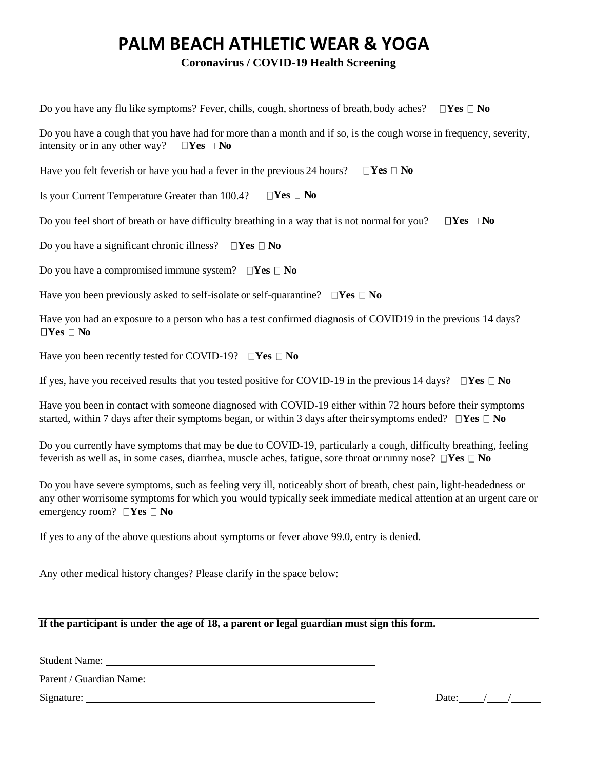# PALM BEACH ATHLETIC WEAR & YOGA

**Coronavirus / COVID-19 Health Screening**

Do you have any flu like symptoms? Fever, chills, cough, shortness of breath, body aches? ☐**Yes** ☐ **No**

Do you have a cough that you have had for more than a month and if so, is the cough worse in frequency, severity, intensity or in any other way? ☐**Yes** ☐ **No**

Have you felt feverish or have you had a fever in the previous 24 hours? ☐**Yes** ☐ **No**

Is your Current Temperature Greater than 100.4? ☐**Yes** ☐ **No**

Do you feel short of breath or have difficulty breathing in a way that is not normal for you? ☐**Yes** ☐ **No**

Do you have a significant chronic illness? ☐**Yes** ☐ **No**

Do you have a compromised immune system? ☐**Yes** ☐ **No**

Have you been previously asked to self-isolate or self-quarantine? ☐**Yes** ☐ **No**

Have you had an exposure to a person who has a test confirmed diagnosis of COVID19 in the previous 14 days? ☐**Yes** ☐ **No**

Have you been recently tested for COVID-19? ☐**Yes** ☐ **No**

If yes, have you received results that you tested positive for COVID-19 in the previous 14 days? ☐**Yes** ☐ **No**

Have you been in contact with someone diagnosed with COVID-19 either within 72 hours before their symptoms started, within 7 days after their symptoms began, or within 3 days after their symptoms ended? ☐**Yes** ☐ **No**

Do you currently have symptoms that may be due to COVID-19, particularly a cough, difficulty breathing, feeling feverish as well as, in some cases, diarrhea, muscle aches, fatigue, sore throat or runny nose? ☐**Yes** ☐ **No**

Do you have severe symptoms, such as feeling very ill, noticeably short of breath, chest pain, light-headedness or any other worrisome symptoms for which you would typically seek immediate medical attention at an urgent care or emergency room? ☐**Yes** ☐ **No**

If yes to any of the above questions about symptoms or fever above 99.0, entry is denied.

Any other medical history changes? Please clarify in the space below:

**If the participant is under the age of 18, a parent or legal guardian must sign this form.**

Student Name: ______________________________

Parent / Guardian Name: ______________________________

Signature: ______________________________ Date: ____/____/______